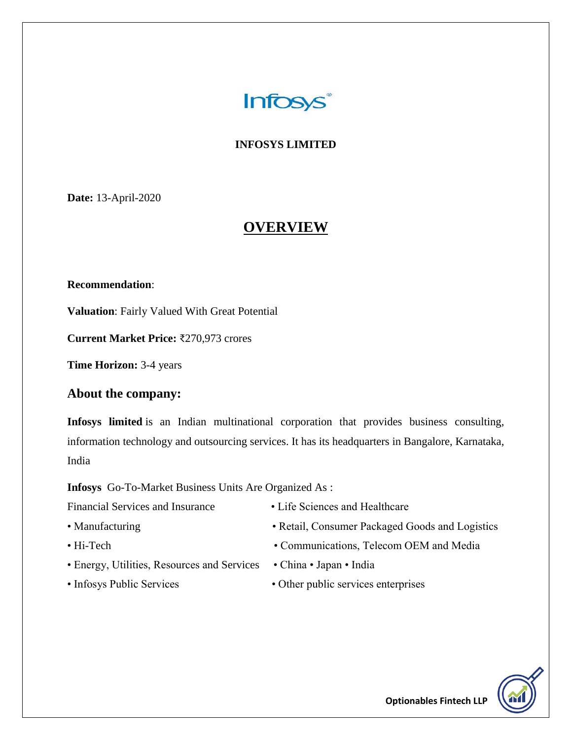**INFOSYS LIMITED**

**Date:** 13-April-2020

# OVERVIEW

**Recommendation**:

**Valuation**: Fairly Valued With Great Potential

**Current Market Price:** ₹270,973 crores

**Time Horizon:** 3-4 years

## About the company:

**Infosys limited** is an Indian multinational corporation that provides business consulting, information technology and outsourcing services. It has its headquarters in Bangalore, Karnataka, India

**Infosys** Go-To-Market Business Units Are Organized As :

- Financial Services and Insurance
- Manufacturing
- Hi-Tech
- Energy, Utilities, Resources and Services
- Infosys Public Services
- Life Sciences and Healthcare
- Retail, Consumer Packaged Goods and Logistics
- Communications, Telecom OEM and Media
- China • Japan • India
- Other public services enterprises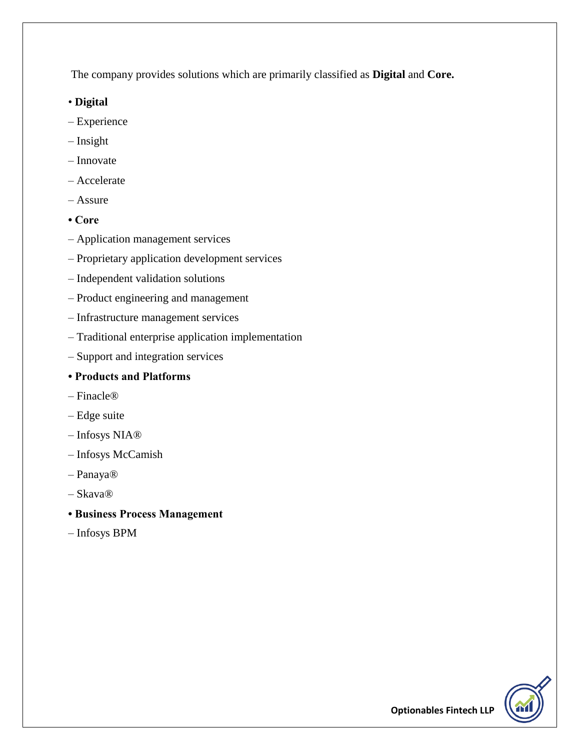The company provides solutions which are primarily classified as **Digital** and **Core.**

- **Digital**
  - Experience
  - Insight
  - Innovate
  - Accelerate
  - Assure
- **Core**
  - Application management services
  - Proprietary application development services
  - Independent validation solutions
  - Product engineering and management
  - Infrastructure management services
  - Traditional enterprise application implementation
  - Support and integration services
- **Products and Platforms**
  - Finacle®
  - Edge suite
  - Infosys NIA®
  - Infosys McCamish
  - Panaya®
  - Skava®
- **Business Process Management**
  - Infosys BPM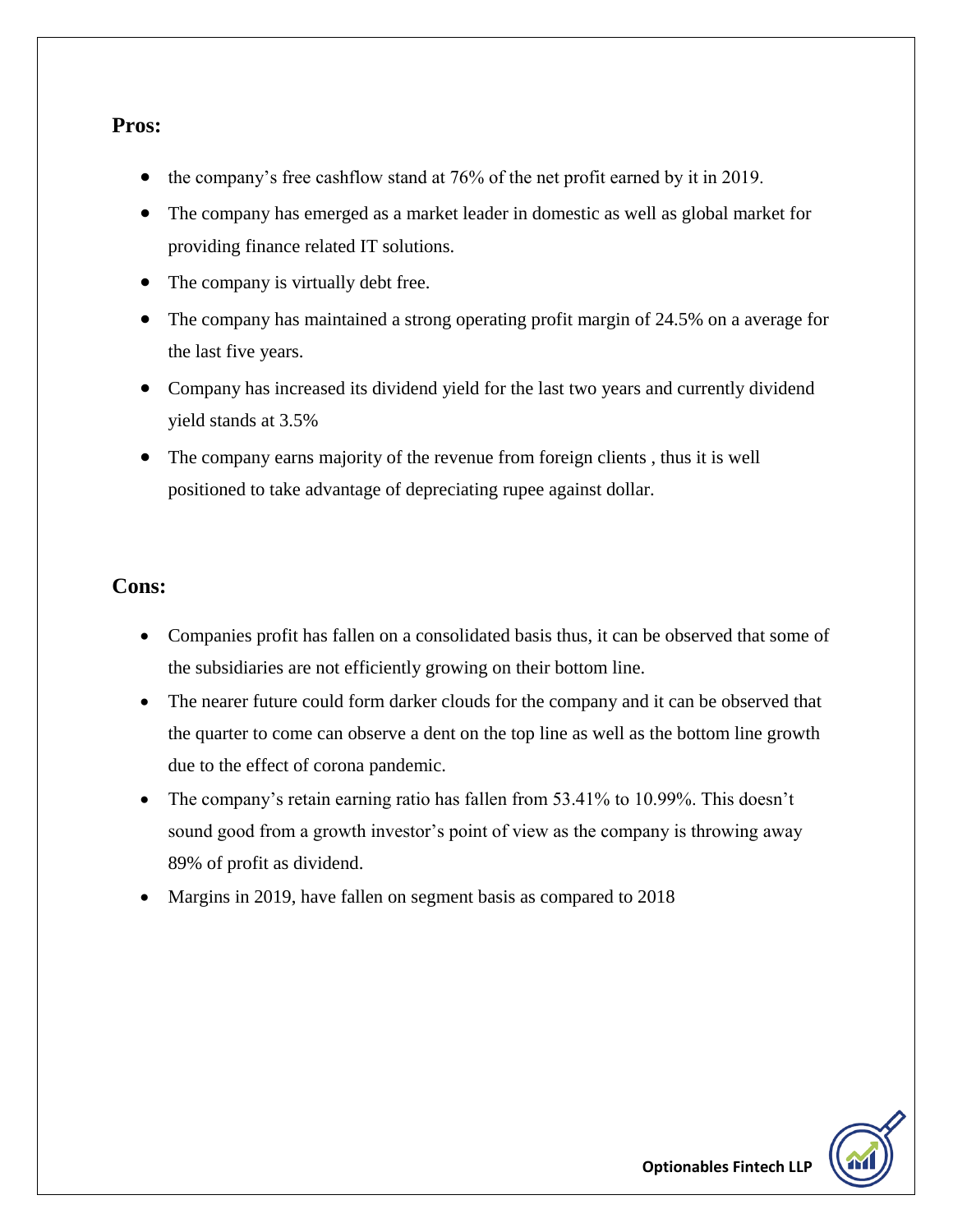**Pros:**

- the company's free cashflow stand at 76% of the net profit earned by it in 2019.
- The company has emerged as a market leader in domestic as well as global market for providing finance related IT solutions.
- The company is virtually debt free.
- The company has maintained a strong operating profit margin of 24.5% on a average for the last five years.
- Company has increased its dividend yield for the last two years and currently dividend yield stands at 3.5%
- The company earns majority of the revenue from foreign clients , thus it is well positioned to take advantage of depreciating rupee against dollar.

**Cons:**

- Companies profit has fallen on a consolidated basis thus, it can be observed that some of the subsidiaries are not efficiently growing on their bottom line.
- The nearer future could form darker clouds for the company and it can be observed that the quarter to come can observe a dent on the top line as well as the bottom line growth due to the effect of corona pandemic.
- The company's retain earning ratio has fallen from 53.41% to 10.99%. This doesn't sound good from a growth investor's point of view as the company is throwing away 89% of profit as dividend.
- Margins in 2019, have fallen on segment basis as compared to 2018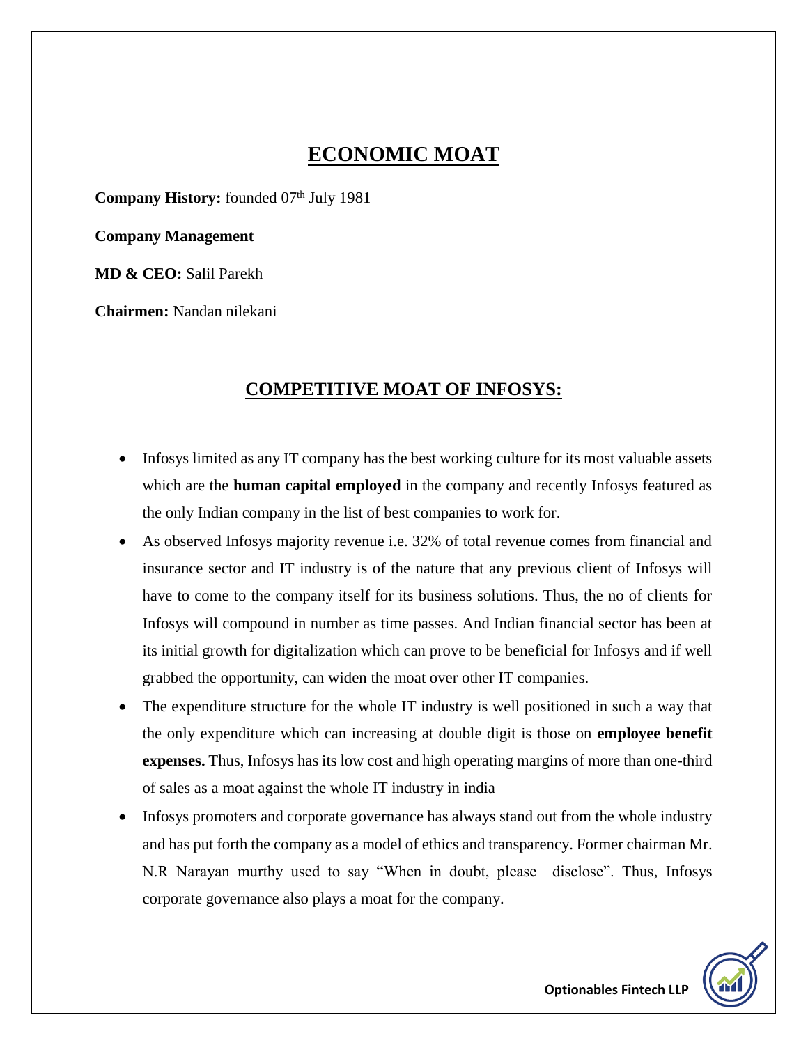# ECONOMIC MOAT

**Company History:** founded 07th July 1981

**Company Management**

**MD & CEO:** Salil Parekh

**Chairmen:** Nandan nilekani

## COMPETITIVE MOAT OF INFOSYS:

- Infosys limited as any IT company has the best working culture for its most valuable assets which are the **human capital employed** in the company and recently Infosys featured as the only Indian company in the list of best companies to work for.
- As observed Infosys majority revenue i.e. 32% of total revenue comes from financial and insurance sector and IT industry is of the nature that any previous client of Infosys will have to come to the company itself for its business solutions. Thus, the no of clients for Infosys will compound in number as time passes. And Indian financial sector has been at its initial growth for digitalization which can prove to be beneficial for Infosys and if well grabbed the opportunity, can widen the moat over other IT companies.
- The expenditure structure for the whole IT industry is well positioned in such a way that the only expenditure which can increasing at double digit is those on **employee benefit expenses.** Thus, Infosys has its low cost and high operating margins of more than one-third of sales as a moat against the whole IT industry in india
- Infosys promoters and corporate governance has always stand out from the whole industry and has put forth the company as a model of ethics and transparency. Former chairman Mr. N.R Narayan murthy used to say "When in doubt, please disclose". Thus, Infosys corporate governance also plays a moat for the company.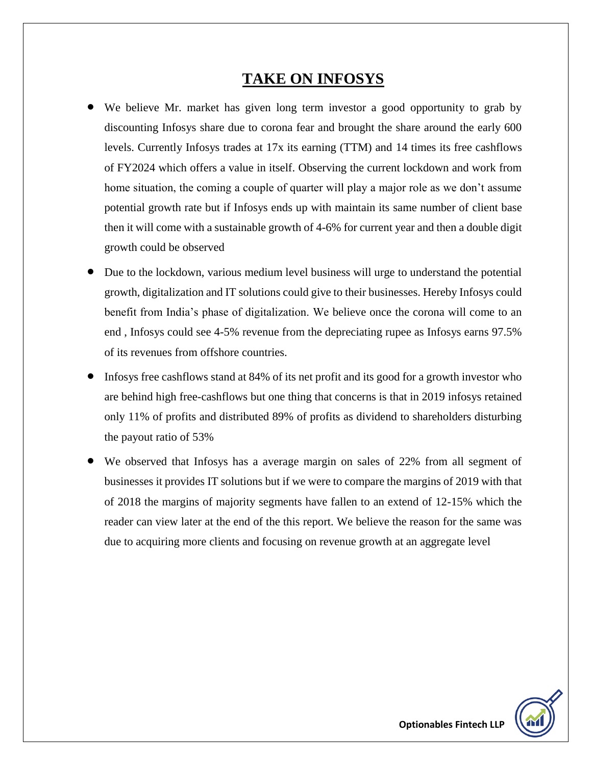# TAKE ON INFOSYS

- We believe Mr. market has given long term investor a good opportunity to grab by discounting Infosys share due to corona fear and brought the share around the early 600 levels. Currently Infosys trades at 17x its earning (TTM) and 14 times its free cashflows of FY2024 which offers a value in itself. Observing the current lockdown and work from home situation, the coming a couple of quarter will play a major role as we don't assume potential growth rate but if Infosys ends up with maintain its same number of client base then it will come with a sustainable growth of 4-6% for current year and then a double digit growth could be observed
- Due to the lockdown, various medium level business will urge to understand the potential growth, digitalization and IT solutions could give to their businesses. Hereby Infosys could benefit from India's phase of digitalization. We believe once the corona will come to an end , Infosys could see 4-5% revenue from the depreciating rupee as Infosys earns 97.5% of its revenues from offshore countries.
- Infosys free cashflows stand at 84% of its net profit and its good for a growth investor who are behind high free-cashflows but one thing that concerns is that in 2019 infosys retained only 11% of profits and distributed 89% of profits as dividend to shareholders disturbing the payout ratio of 53%
- We observed that Infosys has a average margin on sales of 22% from all segment of businesses it provides IT solutions but if we were to compare the margins of 2019 with that of 2018 the margins of majority segments have fallen to an extend of 12-15% which the reader can view later at the end of the this report. We believe the reason for the same was due to acquiring more clients and focusing on revenue growth at an aggregate level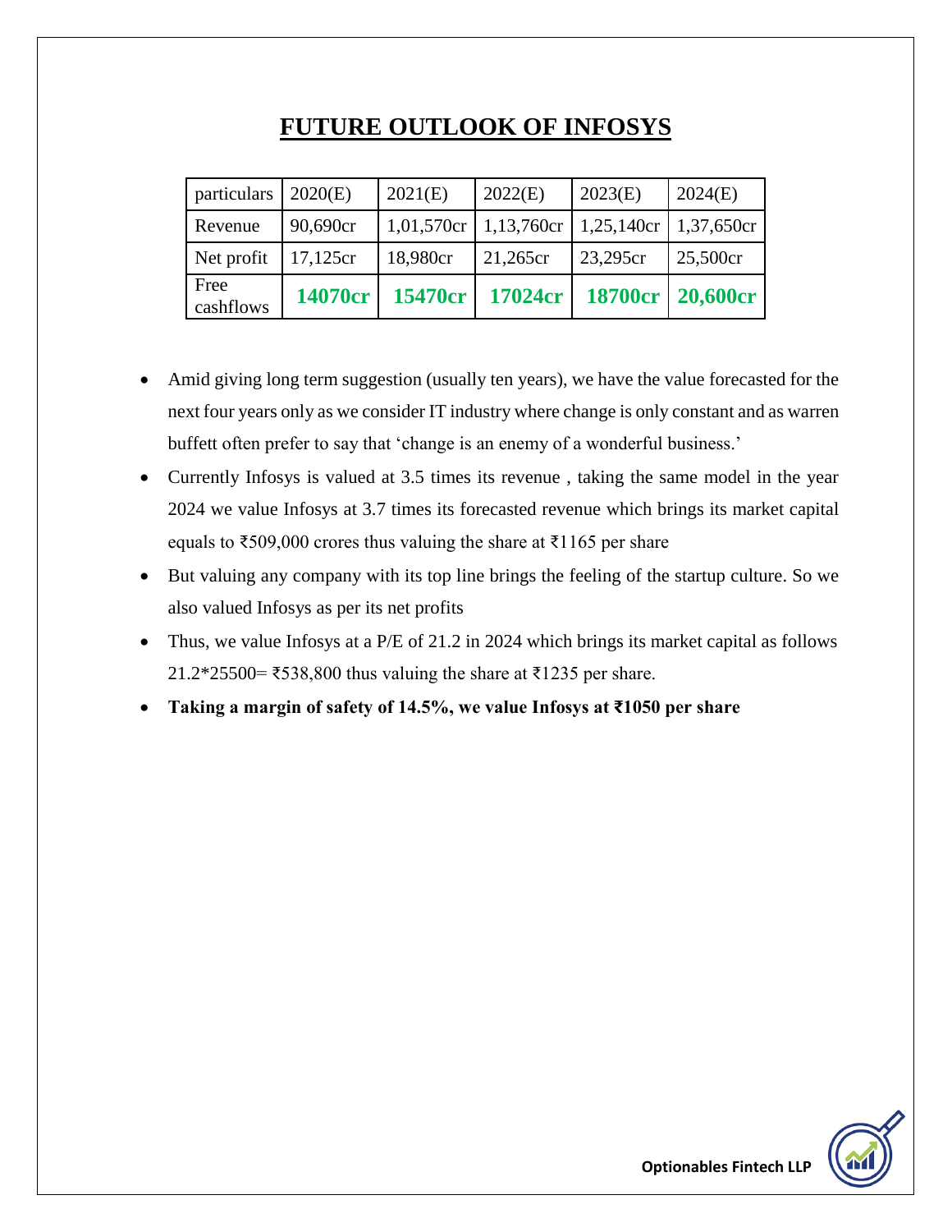# FUTURE OUTLOOK OF INFOSYS

| particulars | 2020(E) | 2021(E) | 2022(E) | 2023(E) | 2024(E) |
|---|---|---|---|---|---|
| Revenue | 90,690cr | 1,01,570cr | 1,13,760cr | 1,25,140cr | 1,37,650cr |
| Net profit | 17,125cr | 18,980cr | 21,265cr | 23,295cr | 25,500cr |
| Free cashflows | **14070cr** | **15470cr** | **17024cr** | **18700cr** | **20,600cr** |

- Amid giving long term suggestion (usually ten years), we have the value forecasted for the next four years only as we consider IT industry where change is only constant and as warren buffett often prefer to say that 'change is an enemy of a wonderful business.'
- Currently Infosys is valued at 3.5 times its revenue , taking the same model in the year 2024 we value Infosys at 3.7 times its forecasted revenue which brings its market capital equals to ₹509,000 crores thus valuing the share at ₹1165 per share
- But valuing any company with its top line brings the feeling of the startup culture. So we also valued Infosys as per its net profits
- Thus, we value Infosys at a P/E of 21.2 in 2024 which brings its market capital as follows 21.2*25500= ₹538,800 thus valuing the share at ₹1235 per share.
- **Taking a margin of safety of 14.5%, we value Infosys at ₹1050 per share**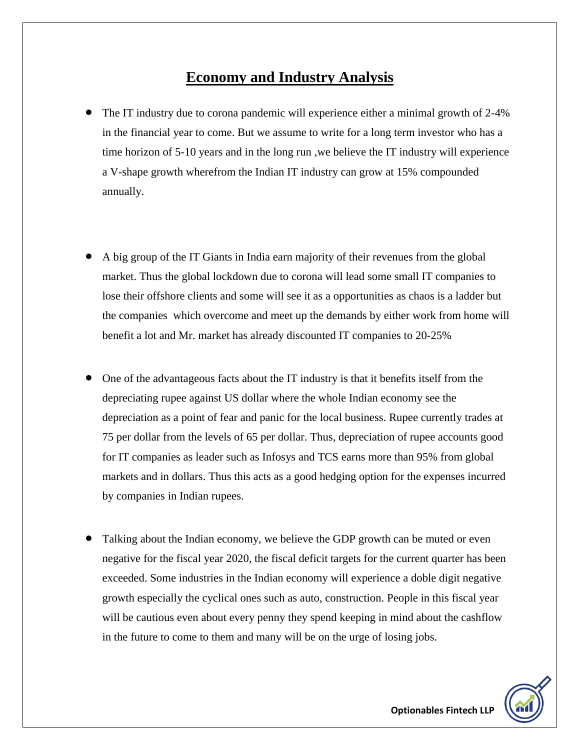# Economy and Industry Analysis

- The IT industry due to corona pandemic will experience either a minimal growth of 2-4% in the financial year to come. But we assume to write for a long term investor who has a time horizon of 5-10 years and in the long run ,we believe the IT industry will experience a V-shape growth wherefrom the Indian IT industry can grow at 15% compounded annually.

- A big group of the IT Giants in India earn majority of their revenues from the global market. Thus the global lockdown due to corona will lead some small IT companies to lose their offshore clients and some will see it as a opportunities as chaos is a ladder but the companies which overcome and meet up the demands by either work from home will benefit a lot and Mr. market has already discounted IT companies to 20-25%

- One of the advantageous facts about the IT industry is that it benefits itself from the depreciating rupee against US dollar where the whole Indian economy see the depreciation as a point of fear and panic for the local business. Rupee currently trades at 75 per dollar from the levels of 65 per dollar. Thus, depreciation of rupee accounts good for IT companies as leader such as Infosys and TCS earns more than 95% from global markets and in dollars. Thus this acts as a good hedging option for the expenses incurred by companies in Indian rupees.

- Talking about the Indian economy, we believe the GDP growth can be muted or even negative for the fiscal year 2020, the fiscal deficit targets for the current quarter has been exceeded. Some industries in the Indian economy will experience a doble digit negative growth especially the cyclical ones such as auto, construction. People in this fiscal year will be cautious even about every penny they spend keeping in mind about the cashflow in the future to come to them and many will be on the urge of losing jobs.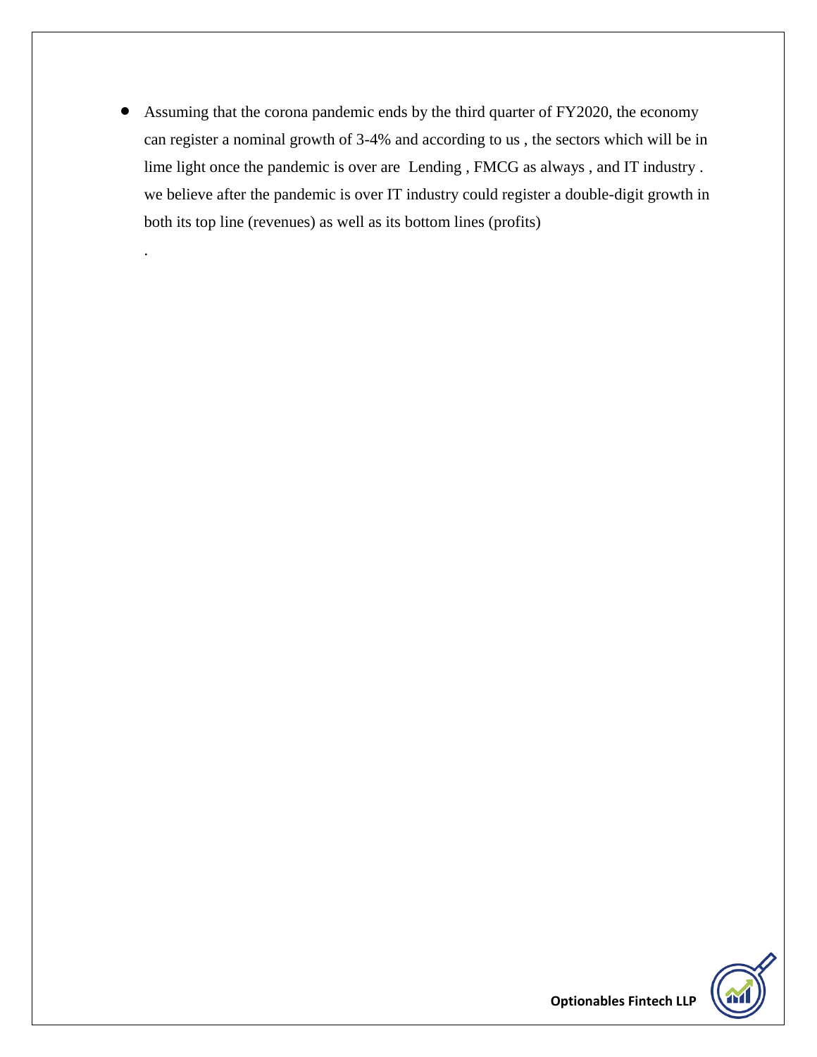- Assuming that the corona pandemic ends by the third quarter of FY2020, the economy can register a nominal growth of 3-4% and according to us , the sectors which will be in lime light once the pandemic is over are Lending , FMCG as always , and IT industry . we believe after the pandemic is over IT industry could register a double-digit growth in both its top line (revenues) as well as its bottom lines (profits)

  .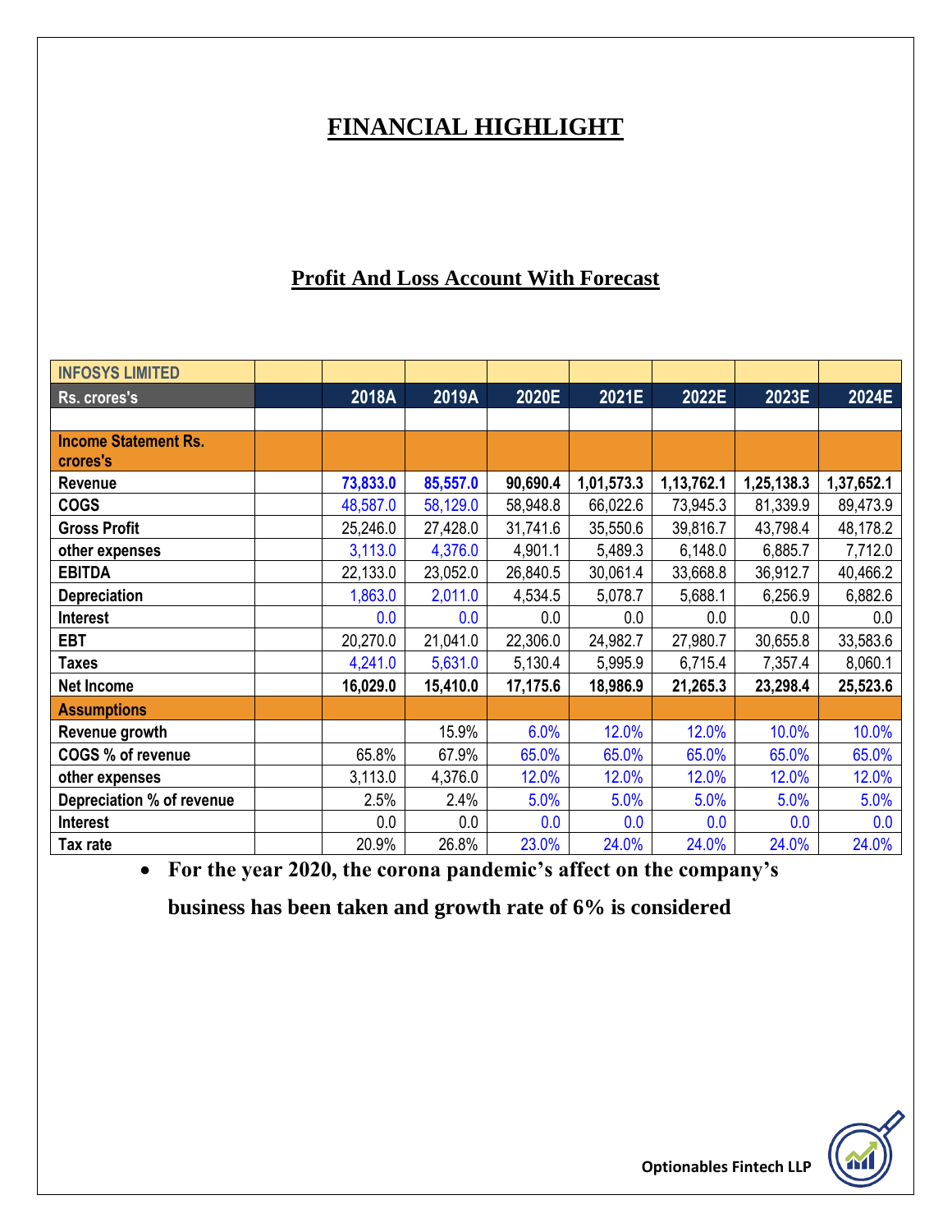# FINANCIAL HIGHLIGHT

## Profit And Loss Account With Forecast

| INFOSYS LIMITED | | | | | | | | |
|---|---|---|---|---|---|---|---|---|
| Rs. crores's | | 2018A | 2019A | 2020E | 2021E | 2022E | 2023E | 2024E |
| | | | | | | | | |
| Income Statement Rs. crores's | | | | | | | | |
| **Revenue** | | **73,833.0** | **85,557.0** | **90,690.4** | **1,01,573.3** | **1,13,762.1** | **1,25,138.3** | **1,37,652.1** |
| COGS | | 48,587.0 | 58,129.0 | 58,948.8 | 66,022.6 | 73,945.3 | 81,339.9 | 89,473.9 |
| Gross Profit | | 25,246.0 | 27,428.0 | 31,741.6 | 35,550.6 | 39,816.7 | 43,798.4 | 48,178.2 |
| other expenses | | 3,113.0 | 4,376.0 | 4,901.1 | 5,489.3 | 6,148.0 | 6,885.7 | 7,712.0 |
| EBITDA | | 22,133.0 | 23,052.0 | 26,840.5 | 30,061.4 | 33,668.8 | 36,912.7 | 40,466.2 |
| Depreciation | | 1,863.0 | 2,011.0 | 4,534.5 | 5,078.7 | 5,688.1 | 6,256.9 | 6,882.6 |
| Interest | | 0.0 | 0.0 | 0.0 | 0.0 | 0.0 | 0.0 | 0.0 |
| EBT | | 20,270.0 | 21,041.0 | 22,306.0 | 24,982.7 | 27,980.7 | 30,655.8 | 33,583.6 |
| Taxes | | 4,241.0 | 5,631.0 | 5,130.4 | 5,995.9 | 6,715.4 | 7,357.4 | 8,060.1 |
| **Net Income** | | **16,029.0** | **15,410.0** | **17,175.6** | **18,986.9** | **21,265.3** | **23,298.4** | **25,523.6** |
| Assumptions | | | | | | | | |
| Revenue growth | | | 15.9% | 6.0% | 12.0% | 12.0% | 10.0% | 10.0% |
| COGS % of revenue | | 65.8% | 67.9% | 65.0% | 65.0% | 65.0% | 65.0% | 65.0% |
| other expenses | | 3,113.0 | 4,376.0 | 12.0% | 12.0% | 12.0% | 12.0% | 12.0% |
| Depreciation % of revenue | | 2.5% | 2.4% | 5.0% | 5.0% | 5.0% | 5.0% | 5.0% |
| Interest | | 0.0 | 0.0 | 0.0 | 0.0 | 0.0 | 0.0 | 0.0 |
| Tax rate | | 20.9% | 26.8% | 23.0% | 24.0% | 24.0% | 24.0% | 24.0% |

- **For the year 2020, the corona pandemic's affect on the company's business has been taken and growth rate of 6% is considered**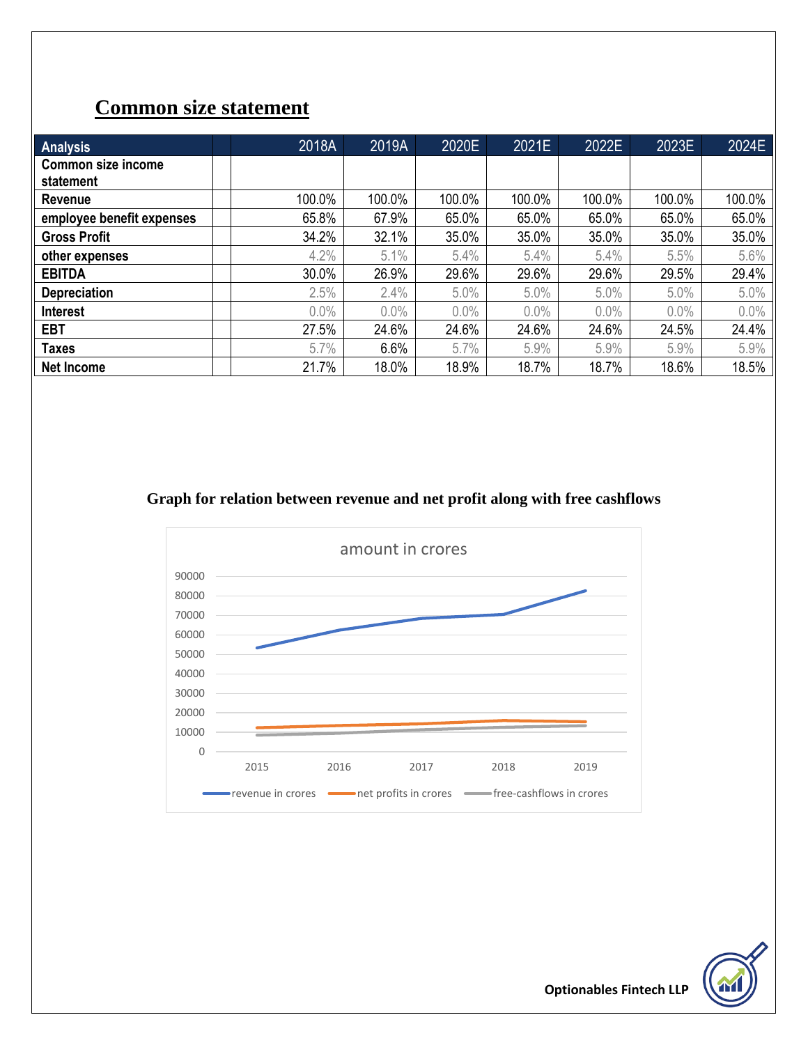## Common size statement

| Analysis | | 2018A | 2019A | 2020E | 2021E | 2022E | 2023E | 2024E |
|---|---|---|---|---|---|---|---|---|
| Common size income statement | | | | | | | | |
| Revenue | | 100.0% | 100.0% | 100.0% | 100.0% | 100.0% | 100.0% | 100.0% |
| employee benefit expenses | | 65.8% | 67.9% | 65.0% | 65.0% | 65.0% | 65.0% | 65.0% |
| Gross Profit | | 34.2% | 32.1% | 35.0% | 35.0% | 35.0% | 35.0% | 35.0% |
| other expenses | | 4.2% | 5.1% | 5.4% | 5.4% | 5.4% | 5.5% | 5.6% |
| EBITDA | | 30.0% | 26.9% | 29.6% | 29.6% | 29.6% | 29.5% | 29.4% |
| Depreciation | | 2.5% | 2.4% | 5.0% | 5.0% | 5.0% | 5.0% | 5.0% |
| Interest | | 0.0% | 0.0% | 0.0% | 0.0% | 0.0% | 0.0% | 0.0% |
| EBT | | 27.5% | 24.6% | 24.6% | 24.6% | 24.6% | 24.5% | 24.4% |
| Taxes | | 5.7% | 6.6% | 5.7% | 5.9% | 5.9% | 5.9% | 5.9% |
| Net Income | | 21.7% | 18.0% | 18.9% | 18.7% | 18.7% | 18.6% | 18.5% |

### Graph for relation between revenue and net profit along with free cashflows

amount in crores

Legend: revenue in crores, net profits in crores, free-cashflows in crores (years 2015–2019)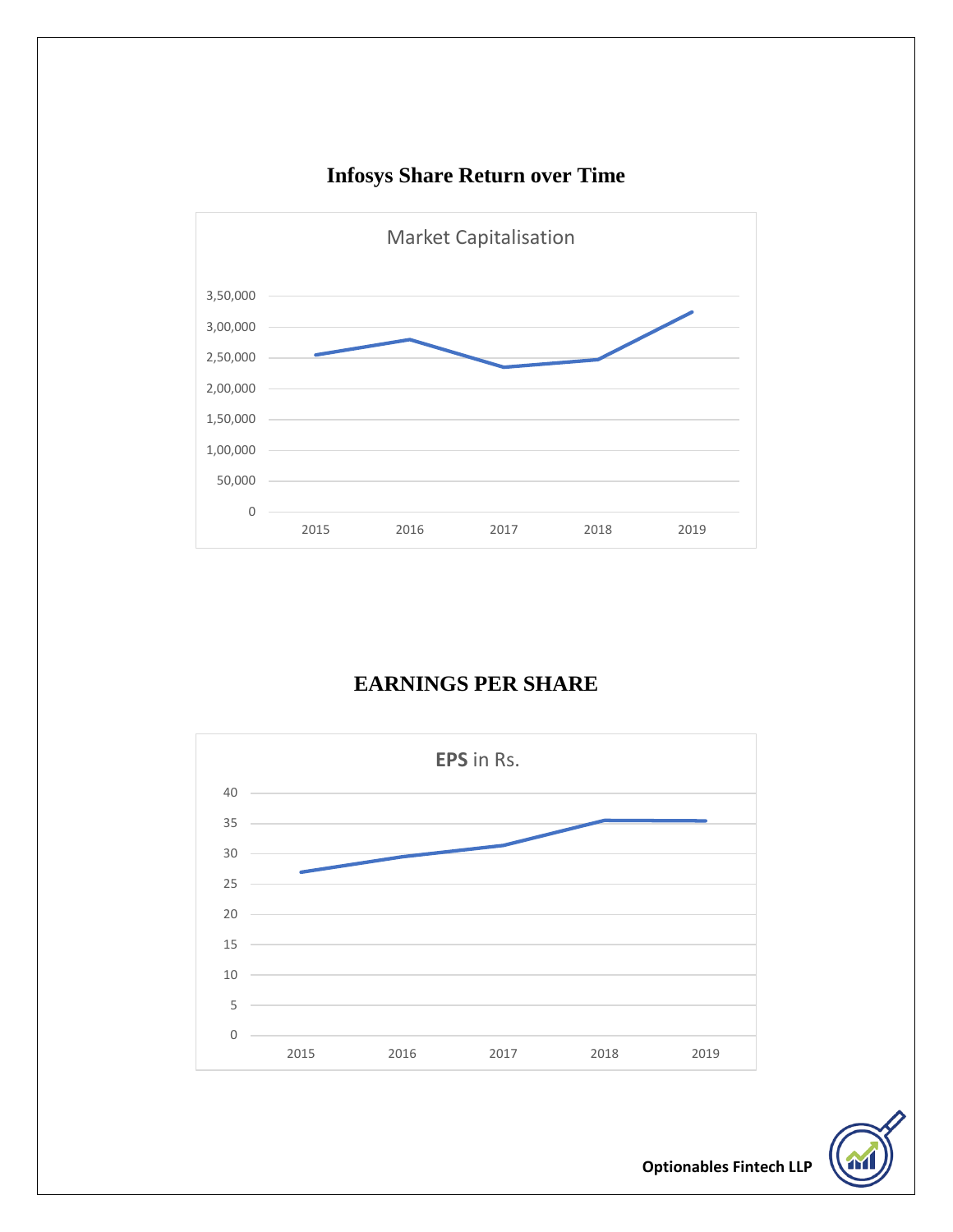## Infosys Share Return over Time

Market Capitalisation

## EARNINGS PER SHARE

EPS in Rs.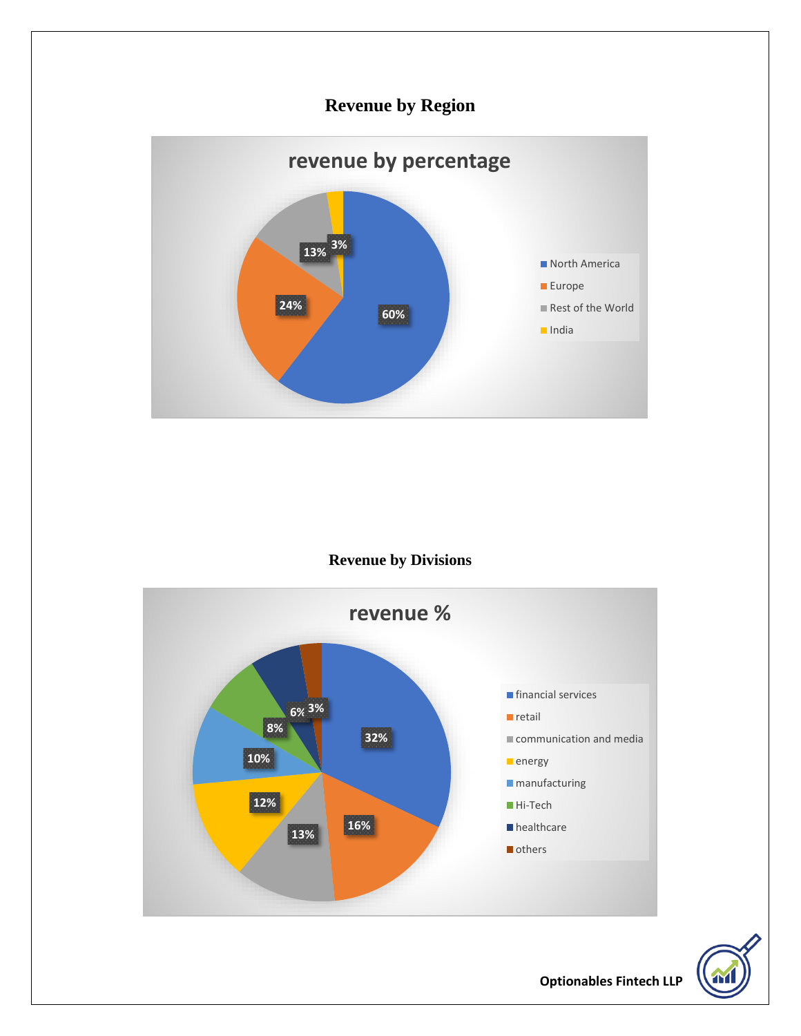## Revenue by Region

**revenue by percentage**

| Region | Revenue % |
|---|---|
| North America | 60% |
| Europe | 24% |
| Rest of the World | 13% |
| India | 3% |

## Revenue by Divisions

**revenue %**

| Division | Revenue % |
|---|---|
| financial services | 32% |
| retail | 16% |
| communication and media | 13% |
| energy | 12% |
| manufacturing | 10% |
| Hi-Tech | 8% |
| healthcare | 6% |
| others | 3% |

Optionables Fintech LLP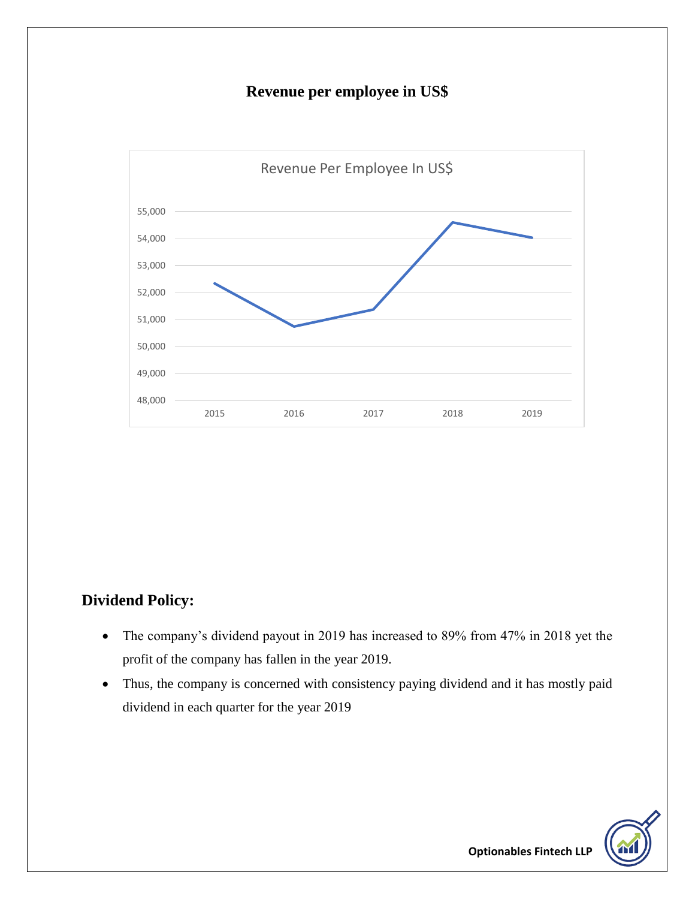## Revenue per employee in US$

## Dividend Policy:

- The company's dividend payout in 2019 has increased to 89% from 47% in 2018 yet the profit of the company has fallen in the year 2019.
- Thus, the company is concerned with consistency paying dividend and it has mostly paid dividend in each quarter for the year 2019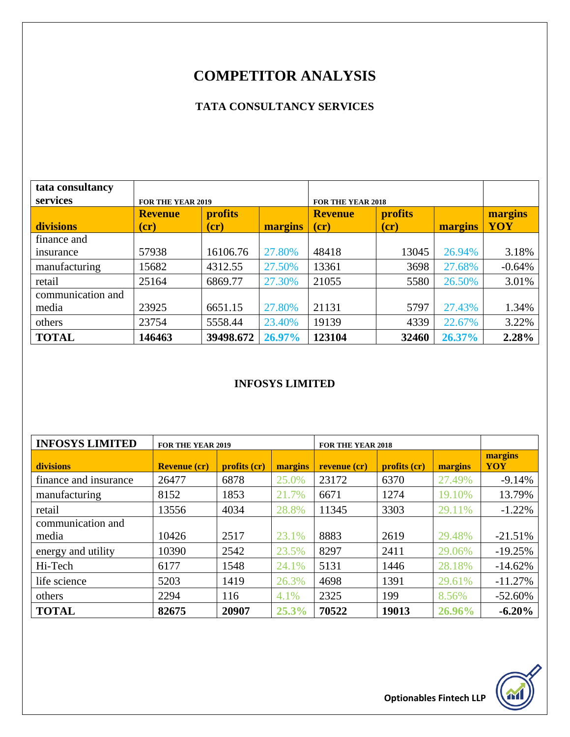# COMPETITOR ANALYSIS

### TATA CONSULTANCY SERVICES

| tata consultancy services | FOR THE YEAR 2019 | | | FOR THE YEAR 2018 | | | |
|---|---|---|---|---|---|---|---|
| **divisions** | **Revenue (cr)** | **profits (cr)** | **margins** | **Revenue (cr)** | **profits (cr)** | **margins** | **margins YOY** |
| finance and insurance | 57938 | 16106.76 | 27.80% | 48418 | 13045 | 26.94% | 3.18% |
| manufacturing | 15682 | 4312.55 | 27.50% | 13361 | 3698 | 27.68% | -0.64% |
| retail | 25164 | 6869.77 | 27.30% | 21055 | 5580 | 26.50% | 3.01% |
| communication and media | 23925 | 6651.15 | 27.80% | 21131 | 5797 | 27.43% | 1.34% |
| others | 23754 | 5558.44 | 23.40% | 19139 | 4339 | 22.67% | 3.22% |
| **TOTAL** | **146463** | **39498.672** | **26.97%** | **123104** | **32460** | **26.37%** | **2.28%** |

### INFOSYS LIMITED

| INFOSYS LIMITED | FOR THE YEAR 2019 | | | FOR THE YEAR 2018 | | | |
|---|---|---|---|---|---|---|---|
| **divisions** | **Revenue (cr)** | **profits (cr)** | **margins** | **revenue (cr)** | **profits (cr)** | **margins** | **margins YOY** |
| finance and insurance | 26477 | 6878 | 25.0% | 23172 | 6370 | 27.49% | -9.14% |
| manufacturing | 8152 | 1853 | 21.7% | 6671 | 1274 | 19.10% | 13.79% |
| retail | 13556 | 4034 | 28.8% | 11345 | 3303 | 29.11% | -1.22% |
| communication and media | 10426 | 2517 | 23.1% | 8883 | 2619 | 29.48% | -21.51% |
| energy and utility | 10390 | 2542 | 23.5% | 8297 | 2411 | 29.06% | -19.25% |
| Hi-Tech | 6177 | 1548 | 24.1% | 5131 | 1446 | 28.18% | -14.62% |
| life science | 5203 | 1419 | 26.3% | 4698 | 1391 | 29.61% | -11.27% |
| others | 2294 | 116 | 4.1% | 2325 | 199 | 8.56% | -52.60% |
| **TOTAL** | **82675** | **20907** | **25.3%** | **70522** | **19013** | **26.96%** | **-6.20%** |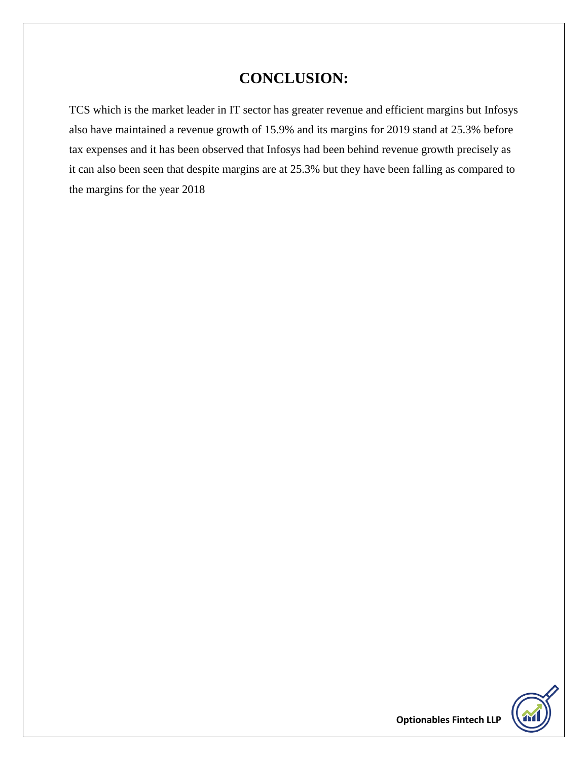# CONCLUSION:

TCS which is the market leader in IT sector has greater revenue and efficient margins but Infosys also have maintained a revenue growth of 15.9% and its margins for 2019 stand at 25.3% before tax expenses and it has been observed that Infosys had been behind revenue growth precisely as it can also been seen that despite margins are at 25.3% but they have been falling as compared to the margins for the year 2018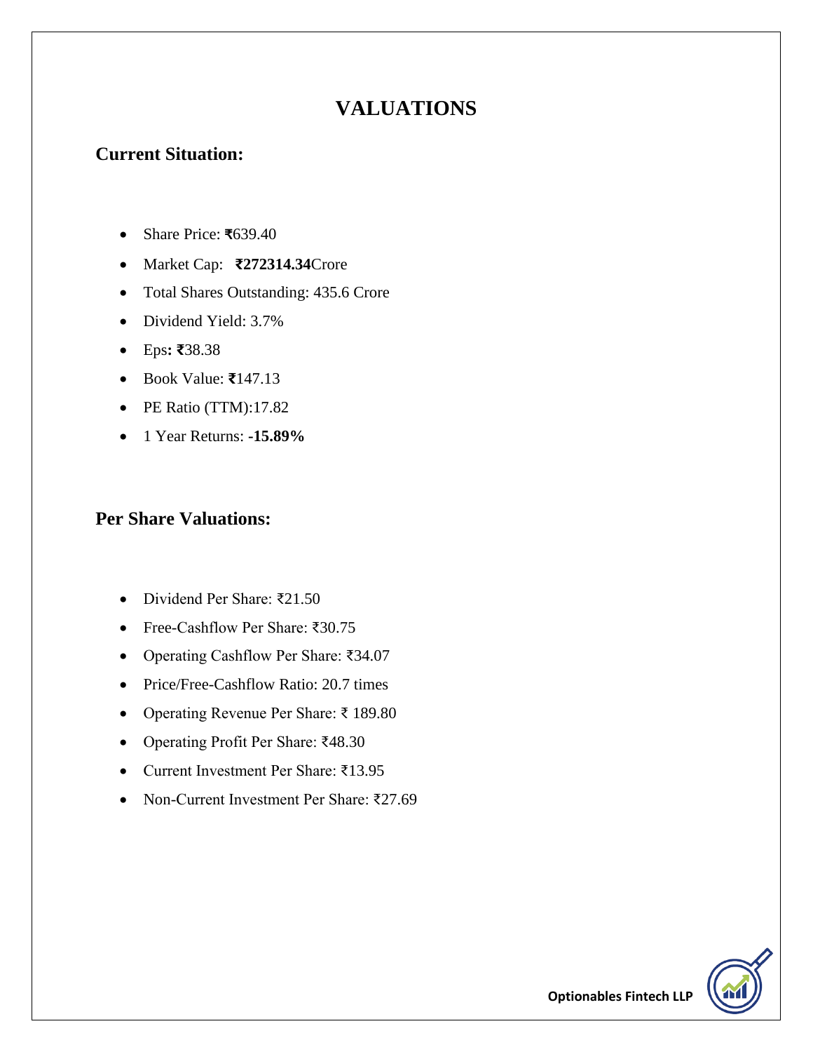# VALUATIONS

## Current Situation:

- Share Price: **₹**639.40
- Market Cap: **₹272314.34**Crore
- Total Shares Outstanding: 435.6 Crore
- Dividend Yield: 3.7%
- Eps**: ₹**38.38
- Book Value: **₹**147.13
- PE Ratio (TTM):17.82
- 1 Year Returns: **-15.89%**

## Per Share Valuations:

- Dividend Per Share: ₹21.50
- Free-Cashflow Per Share: ₹30.75
- Operating Cashflow Per Share: ₹34.07
- Price/Free-Cashflow Ratio: 20.7 times
- Operating Revenue Per Share: ₹ 189.80
- Operating Profit Per Share: ₹48.30
- Current Investment Per Share: ₹13.95
- Non-Current Investment Per Share: ₹27.69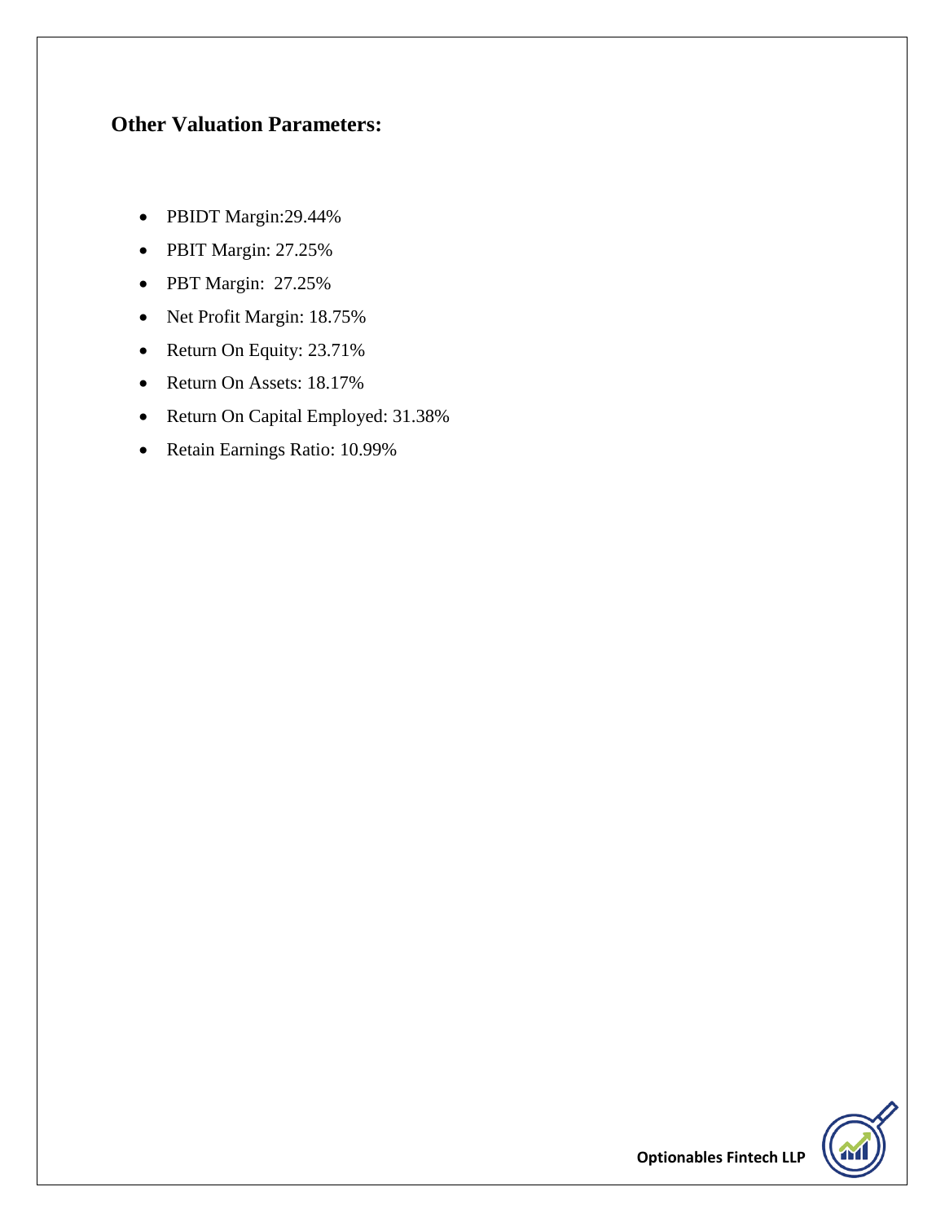## Other Valuation Parameters:

- PBIDT Margin:29.44%
- PBIT Margin: 27.25%
- PBT Margin: 27.25%
- Net Profit Margin: 18.75%
- Return On Equity: 23.71%
- Return On Assets: 18.17%
- Return On Capital Employed: 31.38%
- Retain Earnings Ratio: 10.99%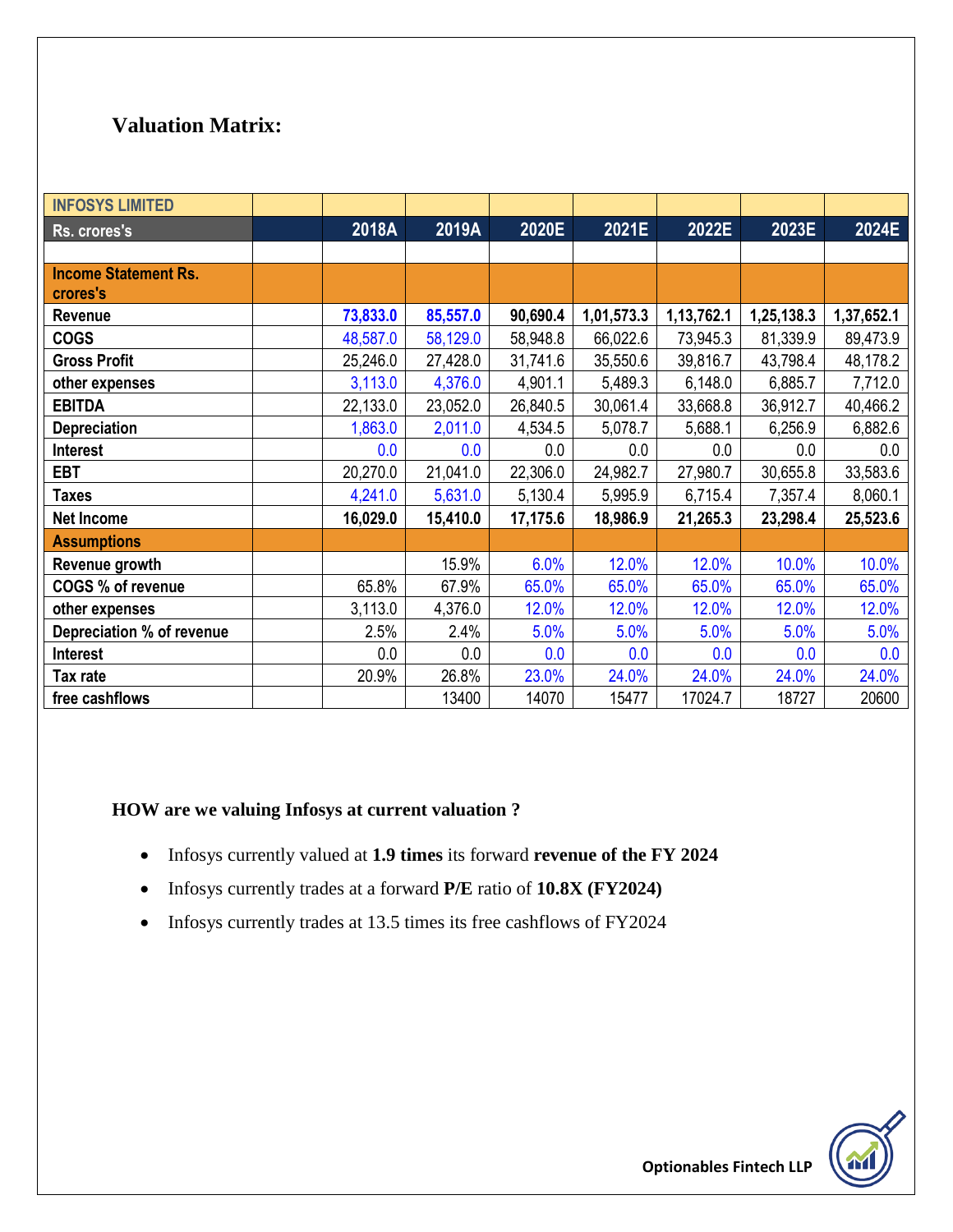## Valuation Matrix:

| INFOSYS LIMITED | | | | | | | | |
|---|---|---|---|---|---|---|---|---|
| Rs. crores's | | 2018A | 2019A | 2020E | 2021E | 2022E | 2023E | 2024E |
| | | | | | | | | |
| Income Statement Rs. crores's | | | | | | | | |
| **Revenue** | | **73,833.0** | **85,557.0** | **90,690.4** | **1,01,573.3** | **1,13,762.1** | **1,25,138.3** | **1,37,652.1** |
| COGS | | 48,587.0 | 58,129.0 | 58,948.8 | 66,022.6 | 73,945.3 | 81,339.9 | 89,473.9 |
| Gross Profit | | 25,246.0 | 27,428.0 | 31,741.6 | 35,550.6 | 39,816.7 | 43,798.4 | 48,178.2 |
| other expenses | | 3,113.0 | 4,376.0 | 4,901.1 | 5,489.3 | 6,148.0 | 6,885.7 | 7,712.0 |
| EBITDA | | 22,133.0 | 23,052.0 | 26,840.5 | 30,061.4 | 33,668.8 | 36,912.7 | 40,466.2 |
| Depreciation | | 1,863.0 | 2,011.0 | 4,534.5 | 5,078.7 | 5,688.1 | 6,256.9 | 6,882.6 |
| Interest | | 0.0 | 0.0 | 0.0 | 0.0 | 0.0 | 0.0 | 0.0 |
| EBT | | 20,270.0 | 21,041.0 | 22,306.0 | 24,982.7 | 27,980.7 | 30,655.8 | 33,583.6 |
| Taxes | | 4,241.0 | 5,631.0 | 5,130.4 | 5,995.9 | 6,715.4 | 7,357.4 | 8,060.1 |
| **Net Income** | | **16,029.0** | **15,410.0** | **17,175.6** | **18,986.9** | **21,265.3** | **23,298.4** | **25,523.6** |
| Assumptions | | | | | | | | |
| Revenue growth | | | 15.9% | 6.0% | 12.0% | 12.0% | 10.0% | 10.0% |
| COGS % of revenue | | 65.8% | 67.9% | 65.0% | 65.0% | 65.0% | 65.0% | 65.0% |
| other expenses | | 3,113.0 | 4,376.0 | 12.0% | 12.0% | 12.0% | 12.0% | 12.0% |
| Depreciation % of revenue | | 2.5% | 2.4% | 5.0% | 5.0% | 5.0% | 5.0% | 5.0% |
| Interest | | 0.0 | 0.0 | 0.0 | 0.0 | 0.0 | 0.0 | 0.0 |
| Tax rate | | 20.9% | 26.8% | 23.0% | 24.0% | 24.0% | 24.0% | 24.0% |
| free cashflows | | | 13400 | 14070 | 15477 | 17024.7 | 18727 | 20600 |

**HOW are we valuing Infosys at current valuation ?**

- Infosys currently valued at **1.9 times** its forward **revenue of the FY 2024**
- Infosys currently trades at a forward **P/E** ratio of **10.8X (FY2024)**
- Infosys currently trades at 13.5 times its free cashflows of FY2024

Optionables Fintech LLP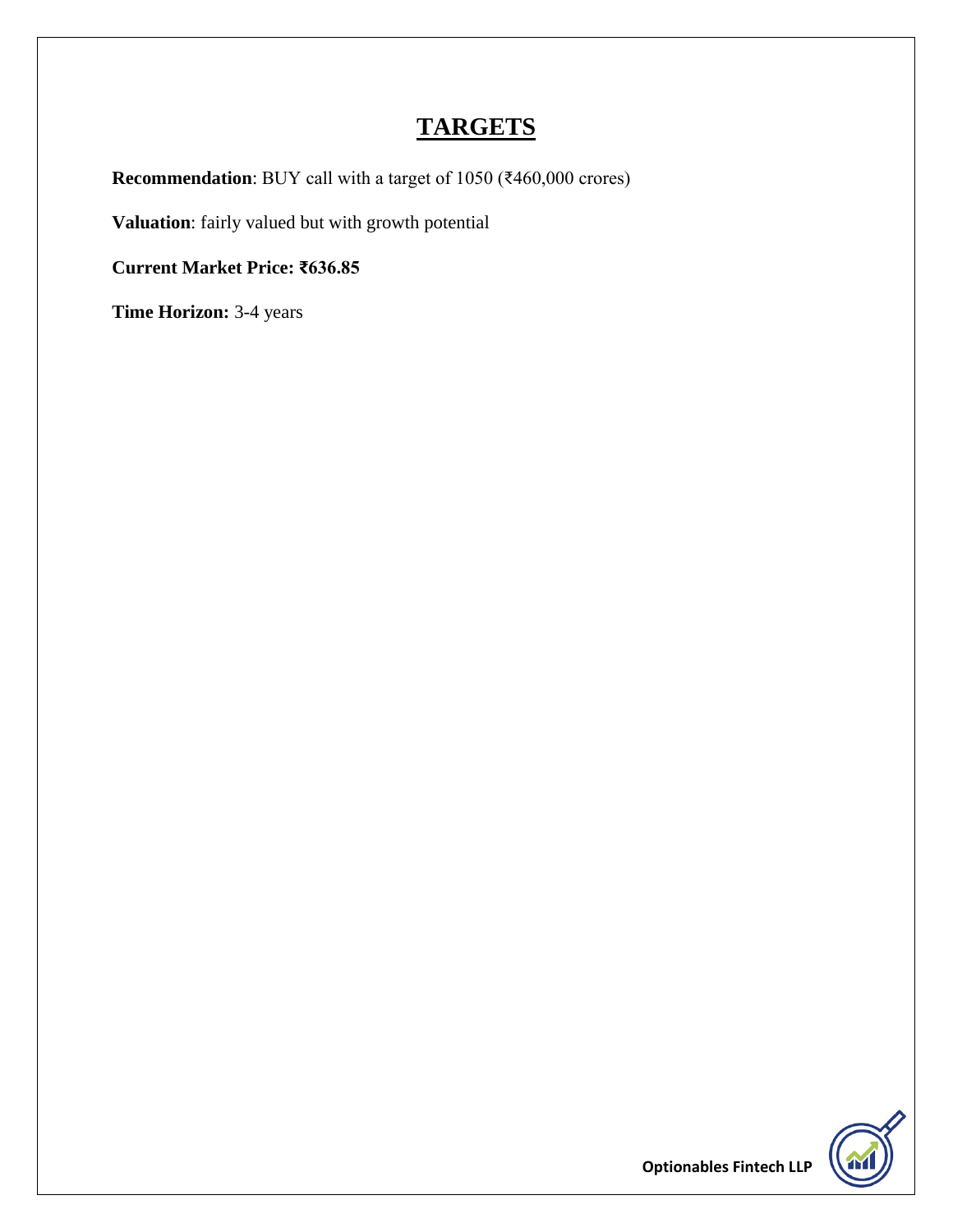# TARGETS

**Recommendation**: BUY call with a target of 1050 (₹460,000 crores)

**Valuation**: fairly valued but with growth potential

**Current Market Price: ₹636.85**

**Time Horizon:** 3-4 years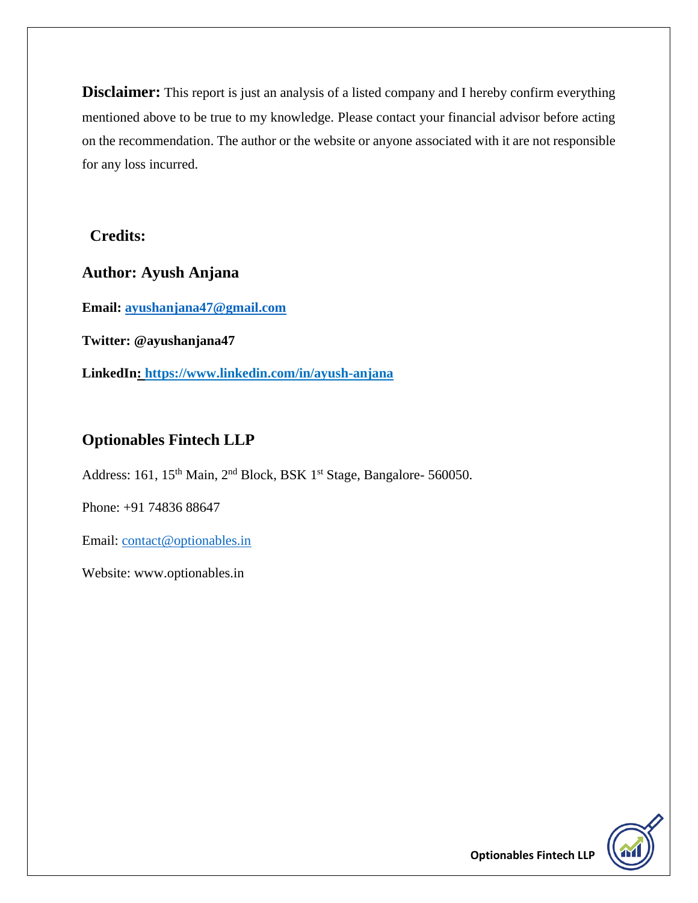**Disclaimer:** This report is just an analysis of a listed company and I hereby confirm everything mentioned above to be true to my knowledge. Please contact your financial advisor before acting on the recommendation. The author or the website or anyone associated with it are not responsible for any loss incurred.

**Credits:**

**Author: Ayush Anjana**

**Email: ayushanjana47@gmail.com**

**Twitter: @ayushanjana47**

**LinkedIn: https://www.linkedin.com/in/ayush-anjana**

## Optionables Fintech LLP

Address: 161, 15th Main, 2nd Block, BSK 1st Stage, Bangalore- 560050.

Phone: +91 74836 88647

Email: contact@optionables.in

Website: www.optionables.in